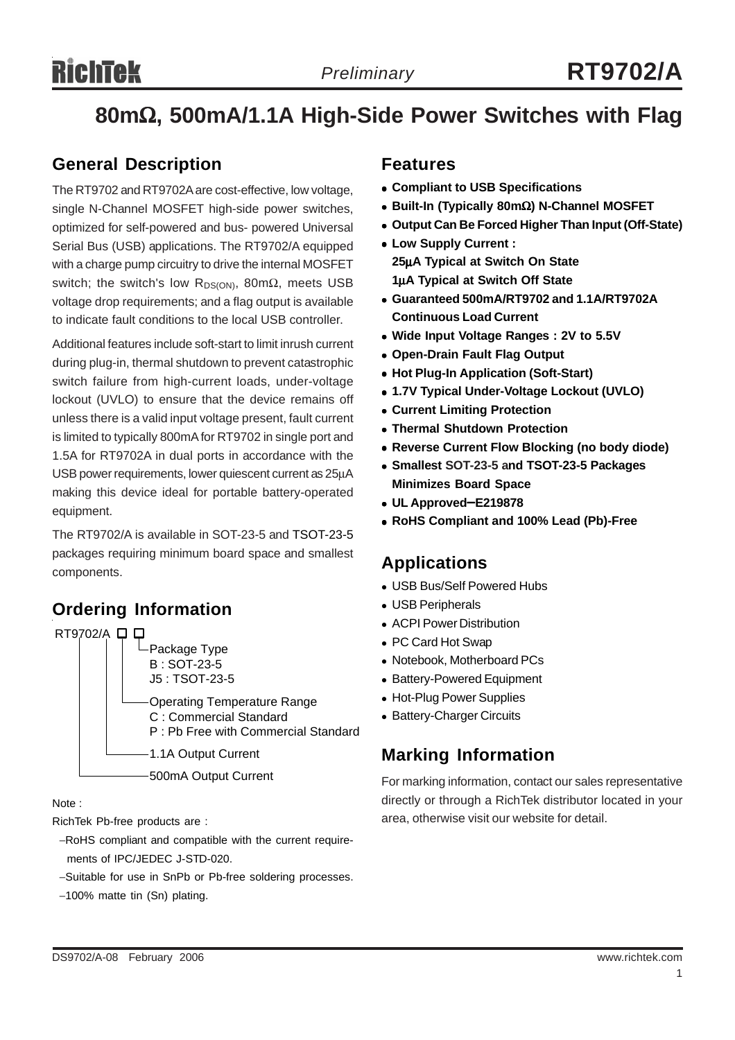# 80mΩ, 500mA/1.1A High-Side Power Switches with Flag

## General Description

The RT9702 and RT9702A are cost-effective, low voltage, single N-Channel MOSFET high-side power switches, optimized for self-powered and bus- powered Universal Serial Bus (USB) applications. The RT9702/A equipped with a charge pump circuitry to drive the internal MOSFET switch; the switch's low $R_{DS(ON)}$, 80mΩ, meets USB voltage drop requirements; and a flag output is available to indicate fault conditions to the local USB controller.

Additional features include soft-start to limit inrush current during plug-in, thermal shutdown to prevent catastrophic switch failure from high-current loads, under-voltage lockout (UVLO) to ensure that the device remains off unless there is a valid input voltage present, fault current is limited to typically 800mA for RT9702 in single port and 1.5A for RT9702A in dual ports in accordance with the USB power requirements, lower quiescent current as 25μA making this device ideal for portable battery-operated equipment.

The RT9702/A is available in SOT-23-5 and TSOT-23-5 packages requiring minimum board space and smallest components.

## Ordering Information

RT9702/A □ □

- Package Type
  - B : SOT-23-5
  - J5 : TSOT-23-5
- Operating Temperature Range
  - C : Commercial Standard
  - P : Pb Free with Commercial Standard
- 1.1A Output Current
- 500mA Output Current

Note :

RichTek Pb-free products are :

- RoHS compliant and compatible with the current requirements of IPC/JEDEC J-STD-020.
- Suitable for use in SnPb or Pb-free soldering processes.
- 100% matte tin (Sn) plating.

## Features

- **Compliant to USB Specifications**
- **Built-In (Typically 80mΩ) N-Channel MOSFET**
- **Output Can Be Forced Higher Than Input (Off-State)**
- **Low Supply Current :**
  **25μA Typical at Switch On State**
  **1μA Typical at Switch Off State**
- **Guaranteed 500mA/RT9702 and 1.1A/RT9702A Continuous Load Current**
- **Wide Input Voltage Ranges : 2V to 5.5V**
- **Open-Drain Fault Flag Output**
- **Hot Plug-In Application (Soft-Start)**
- **1.7V Typical Under-Voltage Lockout (UVLO)**
- **Current Limiting Protection**
- **Thermal Shutdown Protection**
- **Reverse Current Flow Blocking (no body diode)**
- **Smallest SOT-23-5 and TSOT-23-5 Packages Minimizes Board Space**
- **UL Approved–E219878**
- **RoHS Compliant and 100% Lead (Pb)-Free**

## Applications

- USB Bus/Self Powered Hubs
- USB Peripherals
- ACPI Power Distribution
- PC Card Hot Swap
- Notebook, Motherboard PCs
- Battery-Powered Equipment
- Hot-Plug Power Supplies
- Battery-Charger Circuits

## Marking Information

For marking information, contact our sales representative directly or through a RichTek distributor located in your area, otherwise visit our website for detail.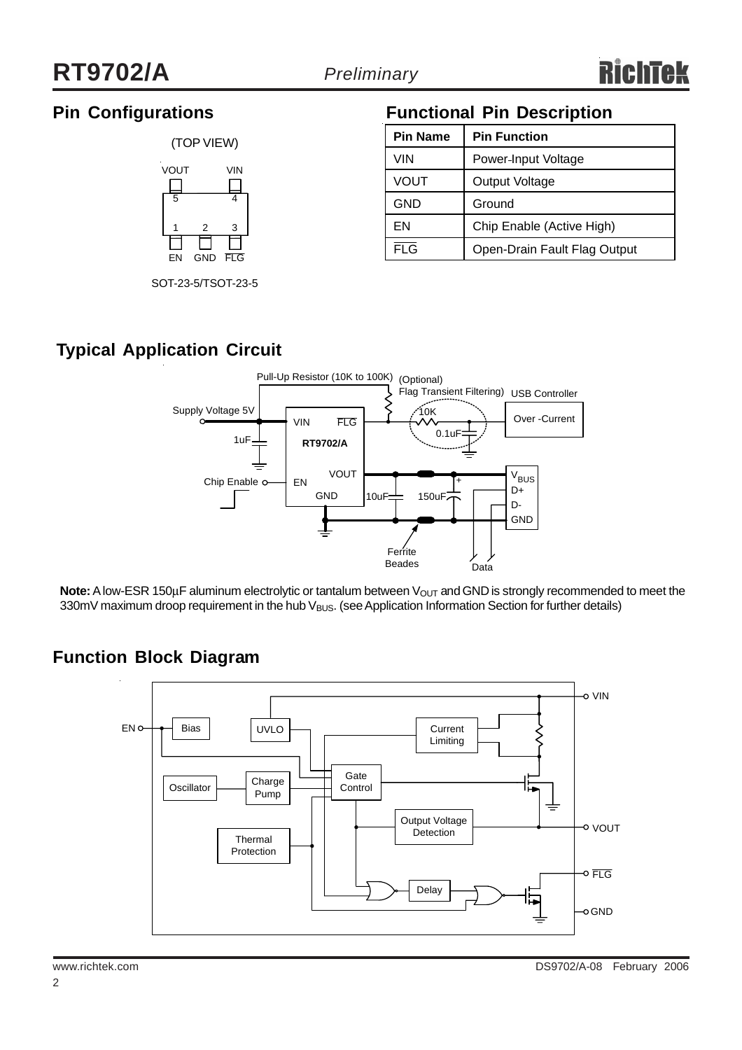## Pin Configurations

(TOP VIEW)

VOUT 5, VIN 4

1 EN, 2 GND, 3 $\overline{FLG}$

SOT-23-5/TSOT-23-5

## Functional Pin Description

| Pin Name | Pin Function |
|---|---|
| VIN | Power-Input Voltage |
| VOUT | Output Voltage |
| GND | Ground |
| EN | Chip Enable (Active High) |
| $\overline{FLG}$ | Open-Drain Fault Flag Output |

## Typical Application Circuit

**Note:** A low-ESR 150µF aluminum electrolytic or tantalum between $V_{OUT}$ and GND is strongly recommended to meet the 330mV maximum droop requirement in the hub $V_{BUS}$. (see Application Information Section for further details)

## Function Block Diagram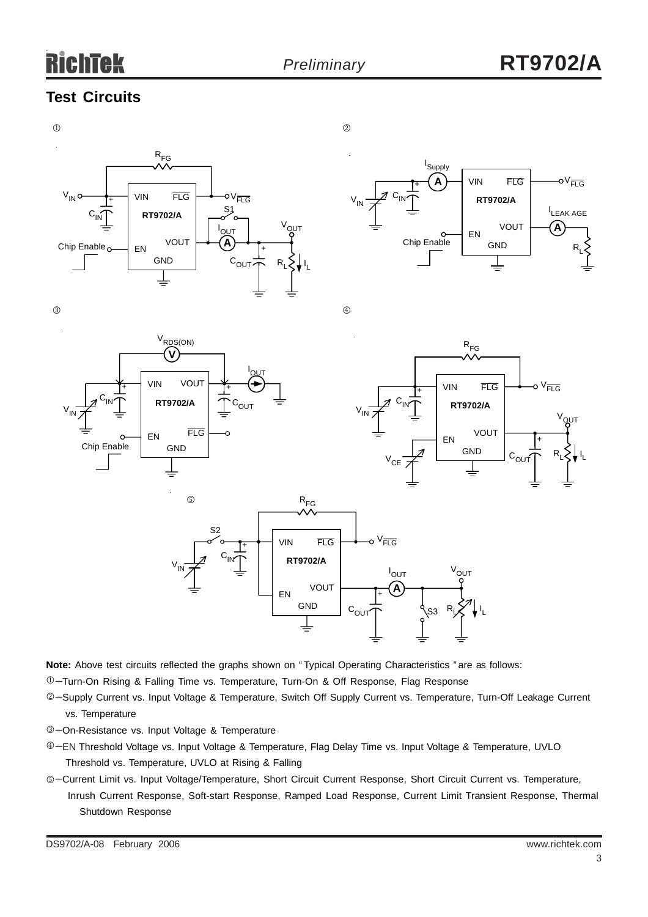## Test Circuits

①

②

③

④

⑤

**Note:** Above test circuits reflected the graphs shown on "Typical Operating Characteristics" are as follows:

①–Turn-On Rising & Falling Time vs. Temperature, Turn-On & Off Response, Flag Response

②–Supply Current vs. Input Voltage & Temperature, Switch Off Supply Current vs. Temperature, Turn-Off Leakage Current vs. Temperature

③–On-Resistance vs. Input Voltage & Temperature

④–EN Threshold Voltage vs. Input Voltage & Temperature, Flag Delay Time vs. Input Voltage & Temperature, UVLO Threshold vs. Temperature, UVLO at Rising & Falling

⑤–Current Limit vs. Input Voltage/Temperature, Short Circuit Current Response, Short Circuit Current vs. Temperature, Inrush Current Response, Soft-start Response, Ramped Load Response, Current Limit Transient Response, Thermal Shutdown Response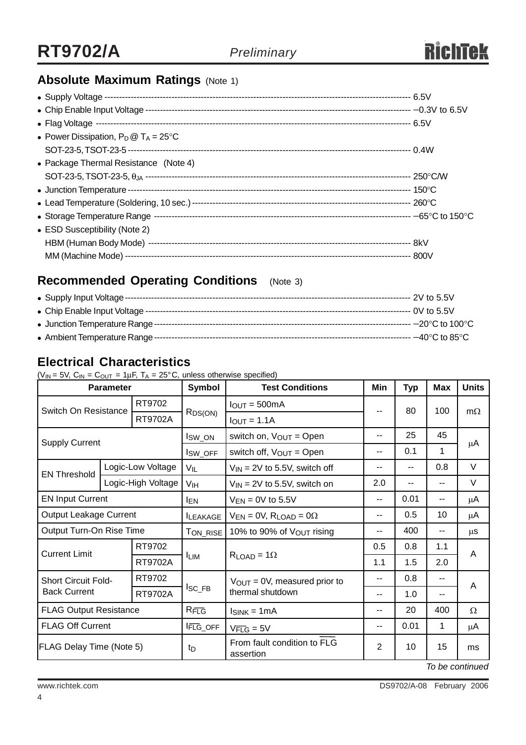## Absolute Maximum Ratings (Note 1)

- Supply Voltage ---------- 6.5V
- Chip Enable Input Voltage ---------- −0.3V to 6.5V
- Flag Voltage ---------- 6.5V
- Power Dissipation, $P_D$ @ $T_A$ = 25°C
  SOT-23-5, TSOT-23-5 ---------- 0.4W
- Package Thermal Resistance (Note 4)
  SOT-23-5, TSOT-23-5, $\theta_{JA}$ ---------- 250°C/W
- Junction Temperature ---------- 150°C
- Lead Temperature (Soldering, 10 sec.) ---------- 260°C
- Storage Temperature Range ---------- −65°C to 150°C
- ESD Susceptibility (Note 2)
  HBM (Human Body Mode) ---------- 8kV
  MM (Machine Mode) ---------- 800V

## Recommended Operating Conditions (Note 3)

- Supply Input Voltage ---------- 2V to 5.5V
- Chip Enable Input Voltage ---------- 0V to 5.5V
- Junction Temperature Range ---------- −20°C to 100°C
- Ambient Temperature Range ---------- −40°C to 85°C

## Electrical Characteristics

($V_{IN}$ = 5V, $C_{IN}$ = $C_{OUT}$ = 1μF, $T_A$ = 25°C, unless otherwise specified)

| Parameter | | Symbol | Test Conditions | Min | Typ | Max | Units |
|---|---|---|---|---|---|---|---|
| Switch On Resistance | RT9702 | $R_{DS(ON)}$ | $I_{OUT}$ = 500mA | -- | 80 | 100 | mΩ |
| | RT9702A | | $I_{OUT}$ = 1.1A | | | | |
| Supply Current | | $I_{SW\_ON}$ | switch on, $V_{OUT}$ = Open | -- | 25 | 45 | μA |
| | | $I_{SW\_OFF}$ | switch off, $V_{OUT}$ = Open | -- | 0.1 | 1 | |
| EN Threshold | Logic-Low Voltage | $V_{IL}$ | $V_{IN}$ = 2V to 5.5V, switch off | -- | -- | 0.8 | V |
| | Logic-High Voltage | $V_{IH}$ | $V_{IN}$ = 2V to 5.5V, switch on | 2.0 | -- | -- | V |
| EN Input Current | | $I_{EN}$ | $V_{EN}$ = 0V to 5.5V | -- | 0.01 | -- | μA |
| Output Leakage Current | | $I_{LEAKAGE}$ | $V_{EN}$ = 0V, $R_{LOAD}$ = 0Ω | -- | 0.5 | 10 | μA |
| Output Turn-On Rise Time | | $T_{ON\_RISE}$ | 10% to 90% of $V_{OUT}$ rising | -- | 400 | -- | μs |
| Current Limit | RT9702 | $I_{LIM}$ | $R_{LOAD}$ = 1Ω | 0.5 | 0.8 | 1.1 | A |
| | RT9702A | | | 1.1 | 1.5 | 2.0 | |
| Short Circuit Fold-Back Current | RT9702 | $I_{SC\_FB}$ | $V_{OUT}$ = 0V, measured prior to thermal shutdown | -- | 0.8 | -- | A |
| | RT9702A | | | -- | 1.0 | -- | |
| FLAG Output Resistance | | $R_{\overline{FLG}}$ | $I_{SINK}$ = 1mA | -- | 20 | 400 | Ω |
| FLAG Off Current | | $I_{\overline{FLG}\_OFF}$ | $V_{\overline{FLG}}$ = 5V | -- | 0.01 | 1 | μA |
| FLAG Delay Time (Note 5) | | $t_D$ | From fault condition to $\overline{FLG}$ assertion | 2 | 10 | 15 | ms |

*To be continued*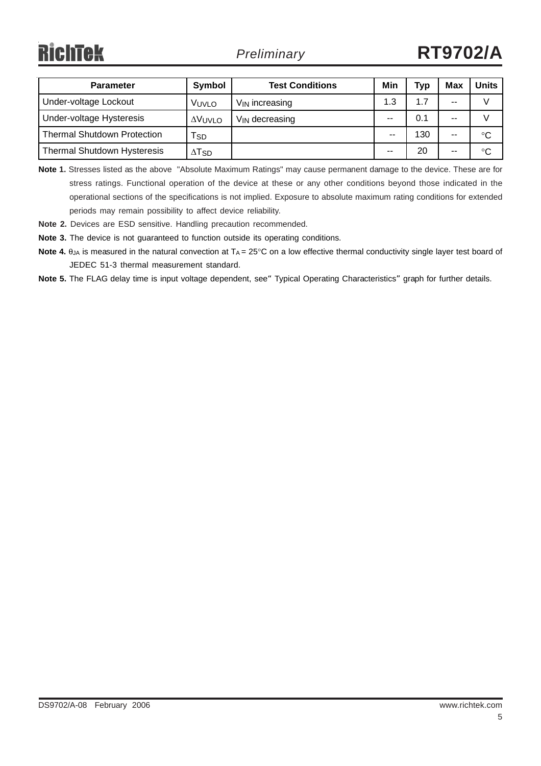| Parameter | Symbol | Test Conditions | Min | Typ | Max | Units |
|---|---|---|---|---|---|---|
| Under-voltage Lockout | $V_{UVLO}$ | $V_{IN}$ increasing | 1.3 | 1.7 | -- | V |
| Under-voltage Hysteresis | $\Delta V_{UVLO}$ | $V_{IN}$ decreasing | -- | 0.1 | -- | V |
| Thermal Shutdown Protection | $T_{SD}$ | | -- | 130 | -- | °C |
| Thermal Shutdown Hysteresis | $\Delta T_{SD}$ | | -- | 20 | -- | °C |

**Note 1.** Stresses listed as the above "Absolute Maximum Ratings" may cause permanent damage to the device. These are for stress ratings. Functional operation of the device at these or any other conditions beyond those indicated in the operational sections of the specifications is not implied. Exposure to absolute maximum rating conditions for extended periods may remain possibility to affect device reliability.

**Note 2.** Devices are ESD sensitive. Handling precaution recommended.

**Note 3.** The device is not guaranteed to function outside its operating conditions.

**Note 4.** $\theta_{JA}$ is measured in the natural convection at $T_A$ = 25°C on a low effective thermal conductivity single layer test board of JEDEC 51-3 thermal measurement standard.

**Note 5.** The FLAG delay time is input voltage dependent, see" Typical Operating Characteristics" graph for further details.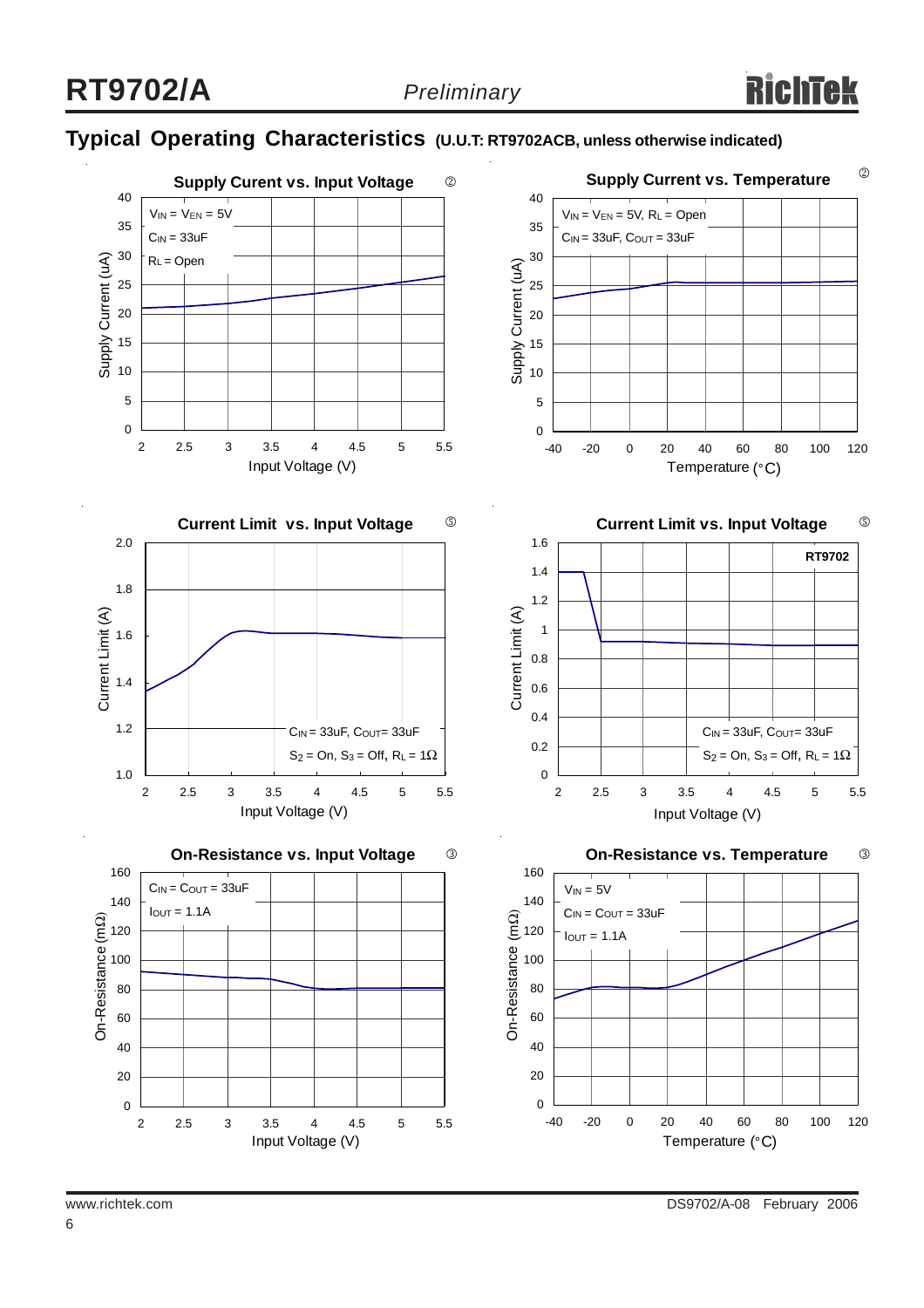## Typical Operating Characteristics (U.U.T: RT9702ACB, unless otherwise indicated)

**Supply Curent vs. Input Voltage** ②

$V_{IN}$ = $V_{EN}$ = 5V
$C_{IN}$ = 33uF
$R_L$ = Open

Supply Current (uA) vs. Input Voltage (V)

**Supply Current vs. Temperature** ②

$V_{IN}$ = $V_{EN}$ = 5V, $R_L$ = Open
$C_{IN}$ = 33uF, $C_{OUT}$ = 33uF

Supply Current (uA) vs. Temperature (°C)

**Current Limit vs. Input Voltage** ⑤

$C_{IN}$ = 33uF, $C_{OUT}$= 33uF
$S_2$ = On, $S_3$ = Off, $R_L$ = 1Ω

Current Limit (A) vs. Input Voltage (V)

**Current Limit vs. Input Voltage** ⑤

RT9702

$C_{IN}$ = 33uF, $C_{OUT}$= 33uF
$S_2$ = On, $S_3$ = Off, $R_L$ = 1Ω

Current Limit (A) vs. Input Voltage (V)

**On-Resistance vs. Input Voltage** ③

$C_{IN}$ = $C_{OUT}$ = 33uF
$I_{OUT}$ = 1.1A

On-Resistance (mΩ) vs. Input Voltage (V)

**On-Resistance vs. Temperature** ③

$V_{IN}$ = 5V
$C_{IN}$ = $C_{OUT}$ = 33uF
$I_{OUT}$ = 1.1A

On-Resistance (mΩ) vs. Temperature (°C)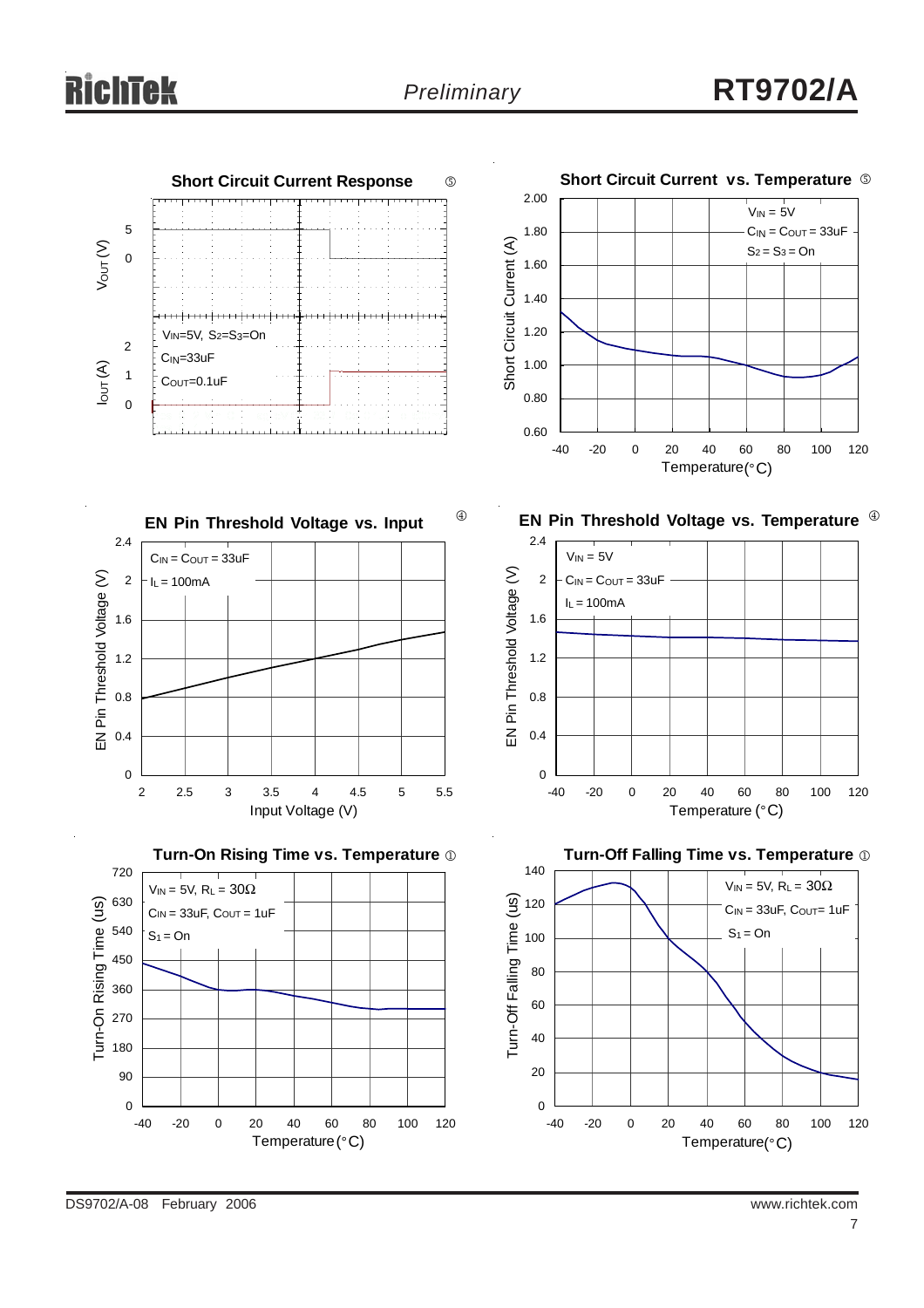**Short Circuit Current Response** ⑤

$V_{IN}$=5V, $S_2$=$S_3$=On
$C_{IN}$=33uF
$C_{OUT}$=0.1uF

$V_{OUT}$ (V): 5, 0
$I_{OUT}$ (A): 2, 1, 0

**Short Circuit Current vs. Temperature** ⑤

$V_{IN}$ = 5V
$C_{IN}$ = $C_{OUT}$ = 33uF
$S_2$ = $S_3$ = On

Short Circuit Current (A): 0.60 – 2.00
Temperature(°C): -40 to 120

**EN Pin Threshold Voltage vs. Input** ④

$C_{IN}$ = $C_{OUT}$ = 33uF
$I_L$ = 100mA

EN Pin Threshold Voltage (V): 0 – 2.4
Input Voltage (V): 2 to 5.5

**EN Pin Threshold Voltage vs. Temperature** ④

$V_{IN}$ = 5V
$C_{IN}$ = $C_{OUT}$ = 33uF
$I_L$ = 100mA

EN Pin Threshold Voltage (V): 0 – 2.4
Temperature (°C): -40 to 120

**Turn-On Rising Time vs. Temperature** ①

$V_{IN}$ = 5V, $R_L$ = 30Ω
$C_{IN}$ = 33uF, $C_{OUT}$ = 1uF
$S_1$ = On

Turn-On Rising Time (us): 0 – 720
Temperature (°C): -40 to 120

**Turn-Off Falling Time vs. Temperature** ①

$V_{IN}$ = 5V, $R_L$ = 30Ω
$C_{IN}$ = 33uF, $C_{OUT}$= 1uF
$S_1$ = On

Turn-Off Falling Time (us): 0 – 140
Temperature(°C): -40 to 120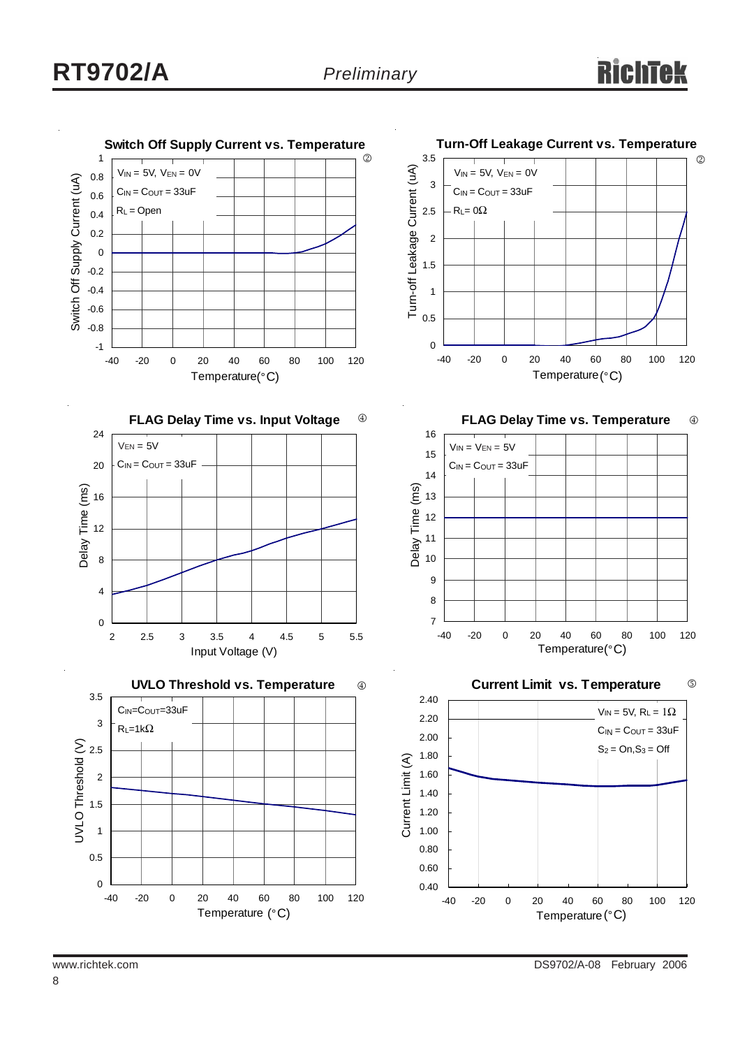Switch Off Supply Current vs. Temperature

$V_{IN}$ = 5V, $V_{EN}$ = 0V
$C_{IN}$ = $C_{OUT}$ = 33uF
$R_L$ = Open

Switch Off Supply Current (uA) vs. Temperature(°C)

Turn-Off Leakage Current vs. Temperature

$V_{IN}$ = 5V, $V_{EN}$ = 0V
$C_{IN}$ = $C_{OUT}$ = 33uF
$R_L$= 0Ω

Turn-off Leakage Current (uA) vs. Temperature (°C)

FLAG Delay Time vs. Input Voltage

$V_{EN}$ = 5V
$C_{IN}$ = $C_{OUT}$ = 33uF

Delay Time (ms) vs. Input Voltage (V)

FLAG Delay Time vs. Temperature

$V_{IN}$ = $V_{EN}$ = 5V
$C_{IN}$ = $C_{OUT}$ = 33uF

Delay Time (ms) vs. Temperature(°C)

UVLO Threshold vs. Temperature

$C_{IN}$=$C_{OUT}$=33uF
$R_L$=1kΩ

UVLO Threshold (V) vs. Temperature (°C)

Current Limit vs. Temperature

$V_{IN}$ = 5V, $R_L$ = 1Ω
$C_{IN}$ = $C_{OUT}$ = 33uF
$S_2$ = On, $S_3$ = Off

Current Limit (A) vs. Temperature (°C)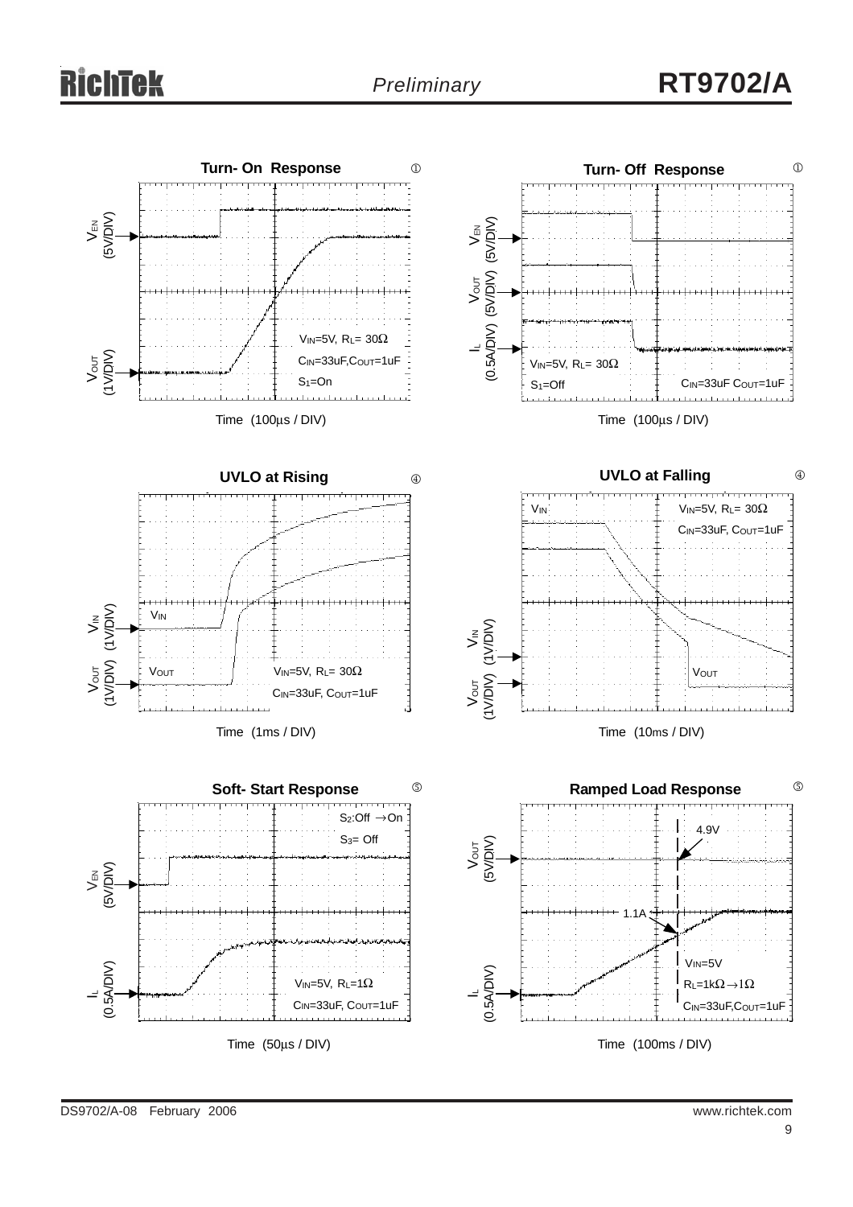**Turn- On Response** ①

$V_{EN}$ (5V/DIV)

$V_{OUT}$ (1V/DIV)

$V_{IN}$=5V, $R_L$= 30Ω

$C_{IN}$=33uF,$C_{OUT}$=1uF

$S_1$=On

Time (100μs / DIV)

**Turn- Off Response** ①

$V_{EN}$ (5V/DIV)

$V_{OUT}$ (5V/DIV)

$I_L$ (0.5A/DIV)

$V_{IN}$=5V, $R_L$= 30Ω

$S_1$=Off

$C_{IN}$=33uF $C_{OUT}$=1uF

Time (100μs / DIV)

**UVLO at Rising** ④

$V_{IN}$ (1V/DIV)

$V_{OUT}$ (1V/DIV)

$V_{IN}$

$V_{OUT}$

$V_{IN}$=5V, $R_L$= 30Ω

$C_{IN}$=33uF, $C_{OUT}$=1uF

Time (1ms / DIV)

**UVLO at Falling** ④

$V_{IN}$ (1V/DIV)

$V_{OUT}$ (1V/DIV)

$V_{IN}$

$V_{OUT}$

$V_{IN}$=5V, $R_L$= 30Ω

$C_{IN}$=33uF, $C_{OUT}$=1uF

Time (10ms / DIV)

**Soft- Start Response** ⑤

$V_{EN}$ (5V/DIV)

$I_L$ (0.5A/DIV)

$S_2$:Off →On

$S_3$= Off

$V_{IN}$=5V, $R_L$=1Ω

$C_{IN}$=33uF, $C_{OUT}$=1uF

Time (50μs / DIV)

**Ramped Load Response** ⑤

$V_{OUT}$ (5V/DIV)

$I_L$ (0.5A/DIV)

4.9V

1.1A

$V_{IN}$=5V

$R_L$=1kΩ→1Ω

$C_{IN}$=33uF,$C_{OUT}$=1uF

Time (100ms / DIV)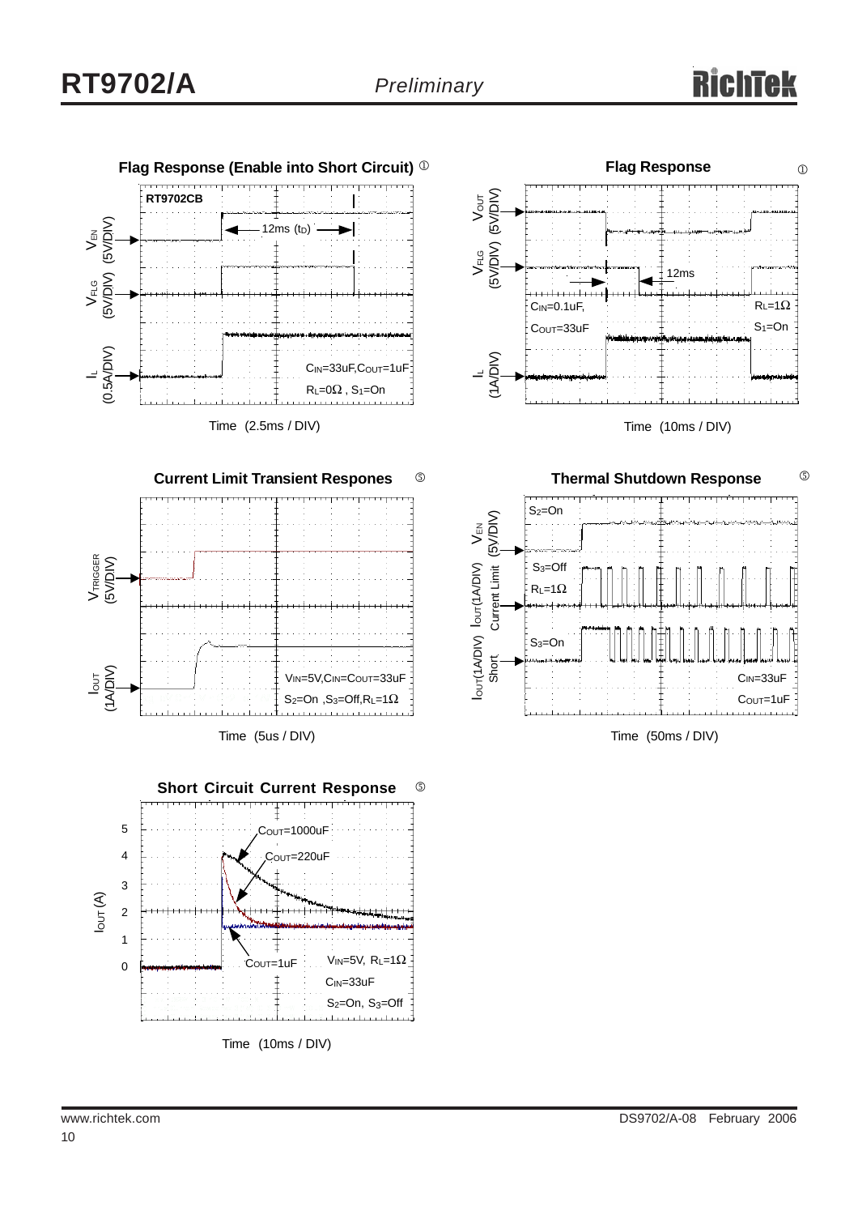**Flag Response (Enable into Short Circuit)** ①

RT9702CB

$V_{EN}$ (5V/DIV)

$V_{FLG}$ (5V/DIV)

$I_L$ (0.5A/DIV)

12ms ($t_D$)

$C_{IN}$=33uF,$C_{OUT}$=1uF

$R_L$=0Ω , $S_1$=On

Time (2.5ms / DIV)

**Flag Response** ①

$V_{OUT}$ (5V/DIV)

$V_{FLG}$ (5V/DIV)

$I_L$ (1A/DIV)

12ms

$C_{IN}$=0.1uF,

$C_{OUT}$=33uF

$R_L$=1Ω

$S_1$=On

Time (10ms / DIV)

**Current Limit Transient Respones** ⑤

$V_{TRIGGER}$ (5V/DIV)

$I_{OUT}$ (1A/DIV)

$V_{IN}$=5V,$C_{IN}$=$C_{OUT}$=33uF

$S_2$=On ,$S_3$=Off,$R_L$=1Ω

Time (5us / DIV)

**Thermal Shutdown Response** ⑤

$S_2$=On

$V_{EN}$ (5V/DIV)

$I_{OUT}$(1A/DIV) Current Limit

$S_3$=Off

$R_L$=1Ω

$I_{OUT}$(1A/DIV) Short

$S_3$=On

$C_{IN}$=33uF

$C_{OUT}$=1uF

Time (50ms / DIV)

**Short Circuit Current Response** ⑤

$I_{OUT}$ (A)

$C_{OUT}$=1000uF

$C_{OUT}$=220uF

$C_{OUT}$=1uF

$V_{IN}$=5V, $R_L$=1Ω

$C_{IN}$=33uF

$S_2$=On, $S_3$=Off

Time (10ms / DIV)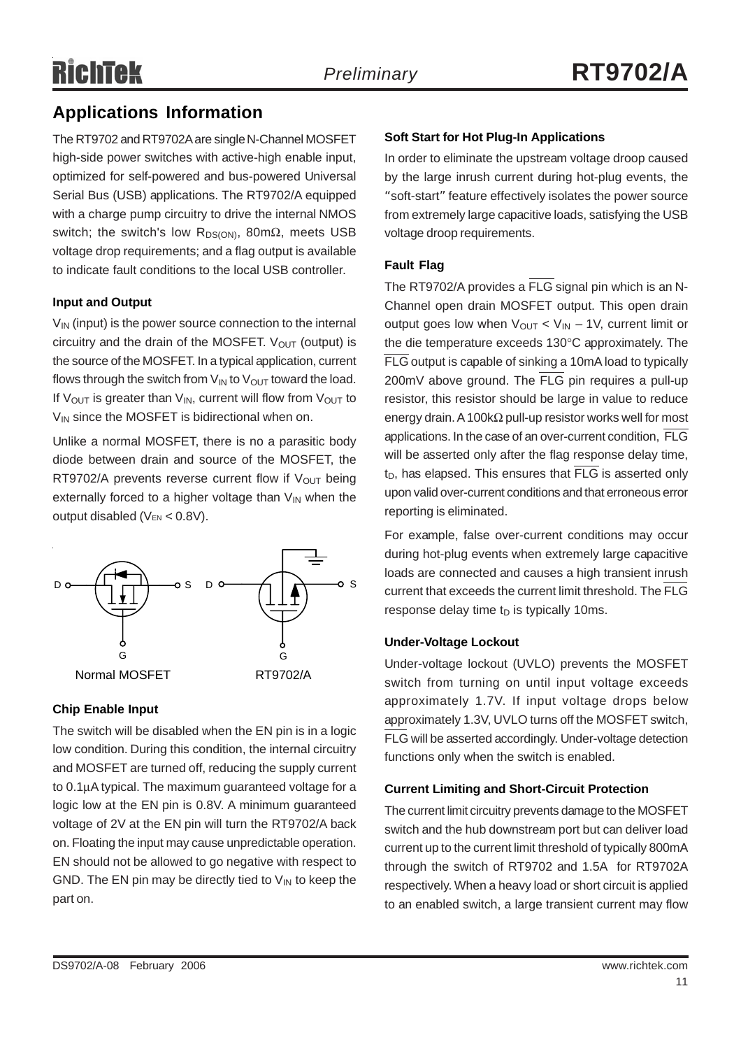## Applications Information

The RT9702 and RT9702A are single N-Channel MOSFET high-side power switches with active-high enable input, optimized for self-powered and bus-powered Universal Serial Bus (USB) applications. The RT9702/A equipped with a charge pump circuitry to drive the internal NMOS switch; the switch's low $R_{DS(ON)}$, 80mΩ, meets USB voltage drop requirements; and a flag output is available to indicate fault conditions to the local USB controller.

### Input and Output

$V_{IN}$ (input) is the power source connection to the internal circuitry and the drain of the MOSFET. $V_{OUT}$ (output) is the source of the MOSFET. In a typical application, current flows through the switch from $V_{IN}$ to $V_{OUT}$ toward the load. If $V_{OUT}$ is greater than $V_{IN}$, current will flow from $V_{OUT}$ to $V_{IN}$ since the MOSFET is bidirectional when on.

Unlike a normal MOSFET, there is no a parasitic body diode between drain and source of the MOSFET, the RT9702/A prevents reverse current flow if $V_{OUT}$ being externally forced to a higher voltage than $V_{IN}$ when the output disabled ($V_{EN}$ < 0.8V).

Normal MOSFET RT9702/A

### Chip Enable Input

The switch will be disabled when the EN pin is in a logic low condition. During this condition, the internal circuitry and MOSFET are turned off, reducing the supply current to 0.1μA typical. The maximum guaranteed voltage for a logic low at the EN pin is 0.8V. A minimum guaranteed voltage of 2V at the EN pin will turn the RT9702/A back on. Floating the input may cause unpredictable operation. EN should not be allowed to go negative with respect to GND. The EN pin may be directly tied to $V_{IN}$ to keep the part on.

### Soft Start for Hot Plug-In Applications

In order to eliminate the upstream voltage droop caused by the large inrush current during hot-plug events, the "soft-start" feature effectively isolates the power source from extremely large capacitive loads, satisfying the USB voltage droop requirements.

### Fault Flag

The RT9702/A provides a $\overline{FLG}$ signal pin which is an N-Channel open drain MOSFET output. This open drain output goes low when $V_{OUT} < V_{IN} - 1V$, current limit or the die temperature exceeds 130°C approximately. The $\overline{FLG}$ output is capable of sinking a 10mA load to typically 200mV above ground. The $\overline{FLG}$ pin requires a pull-up resistor, this resistor should be large in value to reduce energy drain. A 100kΩ pull-up resistor works well for most applications. In the case of an over-current condition, $\overline{FLG}$ will be asserted only after the flag response delay time, $t_D$, has elapsed. This ensures that $\overline{FLG}$ is asserted only upon valid over-current conditions and that erroneous error reporting is eliminated.

For example, false over-current conditions may occur during hot-plug events when extremely large capacitive loads are connected and causes a high transient inrush current that exceeds the current limit threshold. The $\overline{FLG}$ response delay time $t_D$ is typically 10ms.

### Under-Voltage Lockout

Under-voltage lockout (UVLO) prevents the MOSFET switch from turning on until input voltage exceeds approximately 1.7V. If input voltage drops below approximately 1.3V, UVLO turns off the MOSFET switch, $\overline{FLG}$ will be asserted accordingly. Under-voltage detection functions only when the switch is enabled.

### Current Limiting and Short-Circuit Protection

The current limit circuitry prevents damage to the MOSFET switch and the hub downstream port but can deliver load current up to the current limit threshold of typically 800mA through the switch of RT9702 and 1.5A for RT9702A respectively. When a heavy load or short circuit is applied to an enabled switch, a large transient current may flow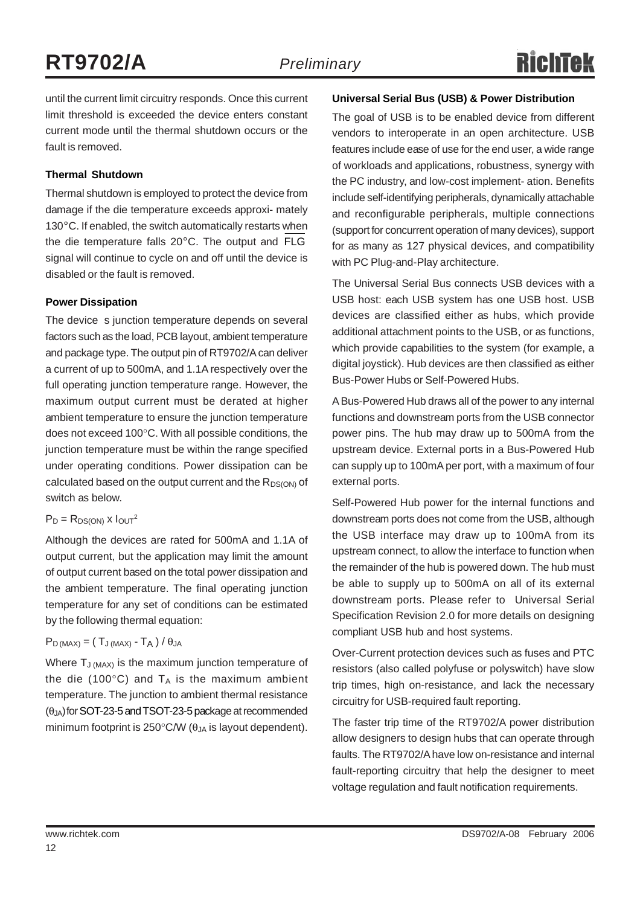until the current limit circuitry responds. Once this current limit threshold is exceeded the device enters constant current mode until the thermal shutdown occurs or the fault is removed.

### Thermal Shutdown

Thermal shutdown is employed to protect the device from damage if the die temperature exceeds approxi- mately 130°C. If enabled, the switch automatically restarts when the die temperature falls 20°C. The output and $\overline{FLG}$ signal will continue to cycle on and off until the device is disabled or the fault is removed.

### Power Dissipation

The device s junction temperature depends on several factors such as the load, PCB layout, ambient temperature and package type. The output pin of RT9702/A can deliver a current of up to 500mA, and 1.1A respectively over the full operating junction temperature range. However, the maximum output current must be derated at higher ambient temperature to ensure the junction temperature does not exceed 100°C. With all possible conditions, the junction temperature must be within the range specified under operating conditions. Power dissipation can be calculated based on the output current and the $R_{DS(ON)}$ of switch as below.

$P_D = R_{DS(ON)} \times I_{OUT}^2$

Although the devices are rated for 500mA and 1.1A of output current, but the application may limit the amount of output current based on the total power dissipation and the ambient temperature. The final operating junction temperature for any set of conditions can be estimated by the following thermal equation:

$P_{D\,(MAX)} = ( T_{J\,(MAX)} - T_A ) / \theta_{JA}$

Where $T_{J\,(MAX)}$ is the maximum junction temperature of the die (100°C) and $T_A$ is the maximum ambient temperature. The junction to ambient thermal resistance ($\theta_{JA}$) for SOT-23-5 and TSOT-23-5 package at recommended minimum footprint is 250°C/W ($\theta_{JA}$ is layout dependent).

### Universal Serial Bus (USB) & Power Distribution

The goal of USB is to be enabled device from different vendors to interoperate in an open architecture. USB features include ease of use for the end user, a wide range of workloads and applications, robustness, synergy with the PC industry, and low-cost implement- ation. Benefits include self-identifying peripherals, dynamically attachable and reconfigurable peripherals, multiple connections (support for concurrent operation of many devices), support for as many as 127 physical devices, and compatibility with PC Plug-and-Play architecture.

The Universal Serial Bus connects USB devices with a USB host: each USB system has one USB host. USB devices are classified either as hubs, which provide additional attachment points to the USB, or as functions, which provide capabilities to the system (for example, a digital joystick). Hub devices are then classified as either Bus-Power Hubs or Self-Powered Hubs.

A Bus-Powered Hub draws all of the power to any internal functions and downstream ports from the USB connector power pins. The hub may draw up to 500mA from the upstream device. External ports in a Bus-Powered Hub can supply up to 100mA per port, with a maximum of four external ports.

Self-Powered Hub power for the internal functions and downstream ports does not come from the USB, although the USB interface may draw up to 100mA from its upstream connect, to allow the interface to function when the remainder of the hub is powered down. The hub must be able to supply up to 500mA on all of its external downstream ports. Please refer to Universal Serial Specification Revision 2.0 for more details on designing compliant USB hub and host systems.

Over-Current protection devices such as fuses and PTC resistors (also called polyfuse or polyswitch) have slow trip times, high on-resistance, and lack the necessary circuitry for USB-required fault reporting.

The faster trip time of the RT9702/A power distribution allow designers to design hubs that can operate through faults. The RT9702/A have low on-resistance and internal fault-reporting circuitry that help the designer to meet voltage regulation and fault notification requirements.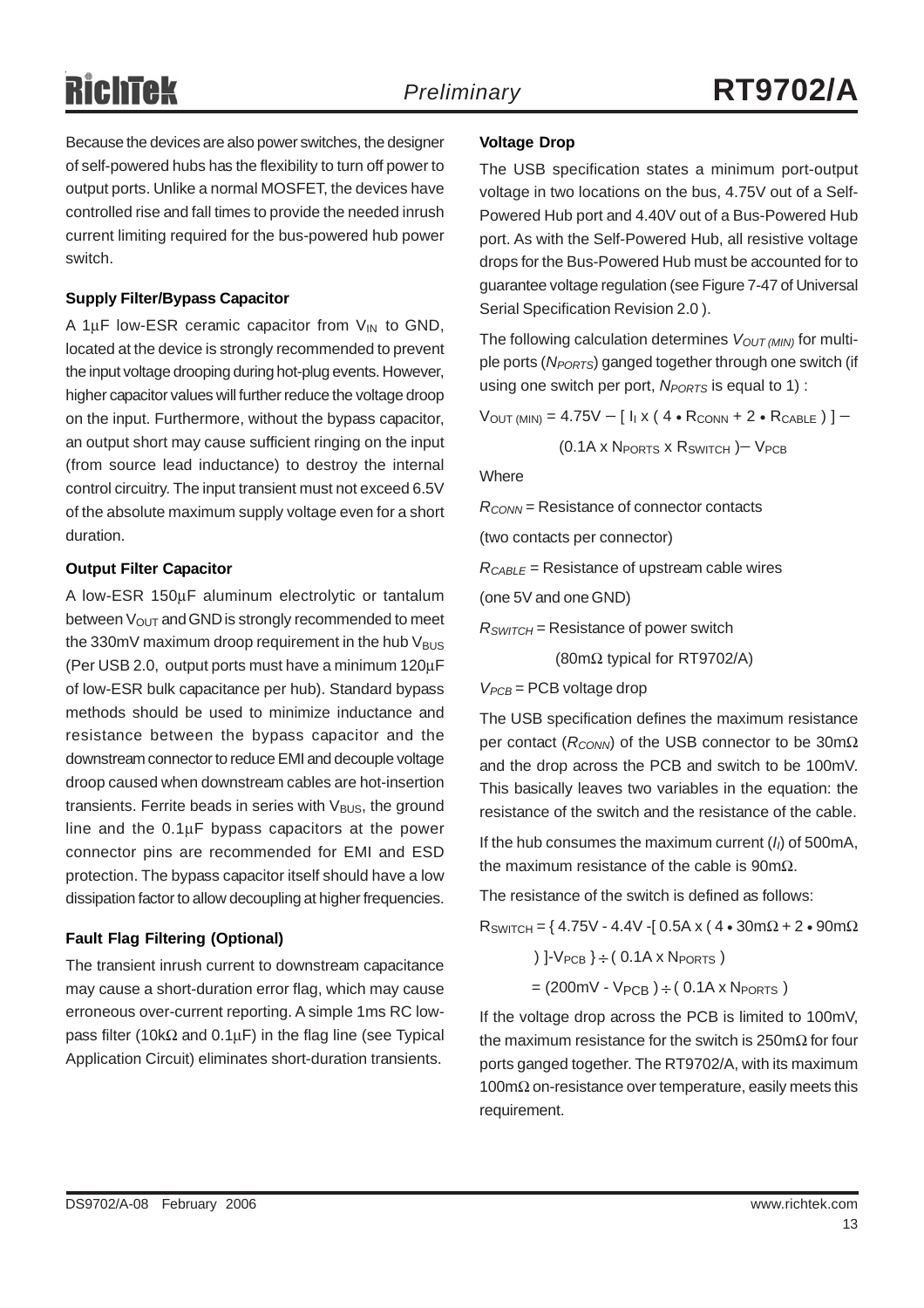Because the devices are also power switches, the designer of self-powered hubs has the flexibility to turn off power to output ports. Unlike a normal MOSFET, the devices have controlled rise and fall times to provide the needed inrush current limiting required for the bus-powered hub power switch.

#### Supply Filter/Bypass Capacitor

A 1μF low-ESR ceramic capacitor from $V_{IN}$ to GND, located at the device is strongly recommended to prevent the input voltage drooping during hot-plug events. However, higher capacitor values will further reduce the voltage droop on the input. Furthermore, without the bypass capacitor, an output short may cause sufficient ringing on the input (from source lead inductance) to destroy the internal control circuitry. The input transient must not exceed 6.5V of the absolute maximum supply voltage even for a short duration.

#### Output Filter Capacitor

A low-ESR 150μF aluminum electrolytic or tantalum between $V_{OUT}$ and GND is strongly recommended to meet the 330mV maximum droop requirement in the hub $V_{BUS}$ (Per USB 2.0, output ports must have a minimum 120μF of low-ESR bulk capacitance per hub). Standard bypass methods should be used to minimize inductance and resistance between the bypass capacitor and the downstream connector to reduce EMI and decouple voltage droop caused when downstream cables are hot-insertion transients. Ferrite beads in series with $V_{BUS}$, the ground line and the 0.1μF bypass capacitors at the power connector pins are recommended for EMI and ESD protection. The bypass capacitor itself should have a low dissipation factor to allow decoupling at higher frequencies.

#### Fault Flag Filtering (Optional)

The transient inrush current to downstream capacitance may cause a short-duration error flag, which may cause erroneous over-current reporting. A simple 1ms RC low-pass filter (10kΩ and 0.1μF) in the flag line (see Typical Application Circuit) eliminates short-duration transients.

#### Voltage Drop

The USB specification states a minimum port-output voltage in two locations on the bus, 4.75V out of a Self-Powered Hub port and 4.40V out of a Bus-Powered Hub port. As with the Self-Powered Hub, all resistive voltage drops for the Bus-Powered Hub must be accounted for to guarantee voltage regulation (see Figure 7-47 of Universal Serial Specification Revision 2.0 ).

The following calculation determines $V_{OUT\,(MIN)}$ for multiple ports ($N_{PORTS}$) ganged together through one switch (if using one switch per port, $N_{PORTS}$ is equal to 1) :

$$V_{OUT\,(MIN)} = 4.75V - [\, I_I \times (\, 4 \bullet R_{CONN} + 2 \bullet R_{CABLE}\,)\,] - (0.1A \times N_{PORTS} \times R_{SWITCH}\,) - V_{PCB}$$

Where

$R_{CONN}$ = Resistance of connector contacts

(two contacts per connector)

$R_{CABLE}$ = Resistance of upstream cable wires

(one 5V and one GND)

$R_{SWITCH}$ = Resistance of power switch

(80mΩ typical for RT9702/A)

$V_{PCB}$ = PCB voltage drop

The USB specification defines the maximum resistance per contact ($R_{CONN}$) of the USB connector to be 30mΩ and the drop across the PCB and switch to be 100mV. This basically leaves two variables in the equation: the resistance of the switch and the resistance of the cable.

If the hub consumes the maximum current ($I_I$) of 500mA, the maximum resistance of the cable is 90mΩ.

The resistance of the switch is defined as follows:

$$R_{SWITCH} = \{\, 4.75V - 4.4V - [\, 0.5A \times (\, 4 \bullet 30m\Omega + 2 \bullet 90m\Omega\,)\,] - V_{PCB}\,\} \div (\, 0.1A \times N_{PORTS}\,)$$

$$= (200mV - V_{PCB}\,) \div (\, 0.1A \times N_{PORTS}\,)$$

If the voltage drop across the PCB is limited to 100mV, the maximum resistance for the switch is 250mΩ for four ports ganged together. The RT9702/A, with its maximum 100mΩ on-resistance over temperature, easily meets this requirement.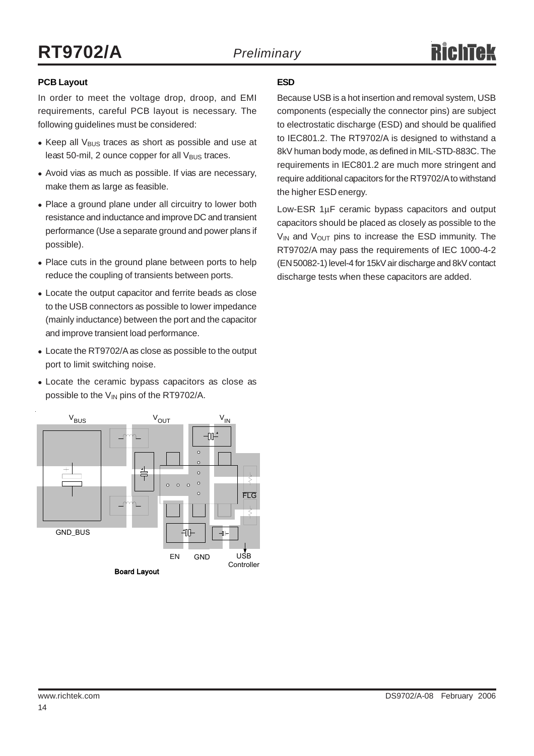### PCB Layout

In order to meet the voltage drop, droop, and EMI requirements, careful PCB layout is necessary. The following guidelines must be considered:

- Keep all $V_{BUS}$ traces as short as possible and use at least 50-mil, 2 ounce copper for all $V_{BUS}$ traces.
- Avoid vias as much as possible. If vias are necessary, make them as large as feasible.
- Place a ground plane under all circuitry to lower both resistance and inductance and improve DC and transient performance (Use a separate ground and power plans if possible).
- Place cuts in the ground plane between ports to help reduce the coupling of transients between ports.
- Locate the output capacitor and ferrite beads as close to the USB connectors as possible to lower impedance (mainly inductance) between the port and the capacitor and improve transient load performance.
- Locate the RT9702/A as close as possible to the output port to limit switching noise.
- Locate the ceramic bypass capacitors as close as possible to the $V_{IN}$ pins of the RT9702/A.

$V_{BUS}$ $V_{OUT}$ $V_{IN}$

FLG

GND_BUS

EN GND USB Controller

**Board Layout**

### ESD

Because USB is a hot insertion and removal system, USB components (especially the connector pins) are subject to electrostatic discharge (ESD) and should be qualified to IEC801.2. The RT9702/A is designed to withstand a 8kV human body mode, as defined in MIL-STD-883C. The requirements in IEC801.2 are much more stringent and require additional capacitors for the RT9702/A to withstand the higher ESD energy.

Low-ESR 1μF ceramic bypass capacitors and output capacitors should be placed as closely as possible to the $V_{IN}$ and $V_{OUT}$ pins to increase the ESD immunity. The RT9702/A may pass the requirements of IEC 1000-4-2 (EN 50082-1) level-4 for 15kV air discharge and 8kV contact discharge tests when these capacitors are added.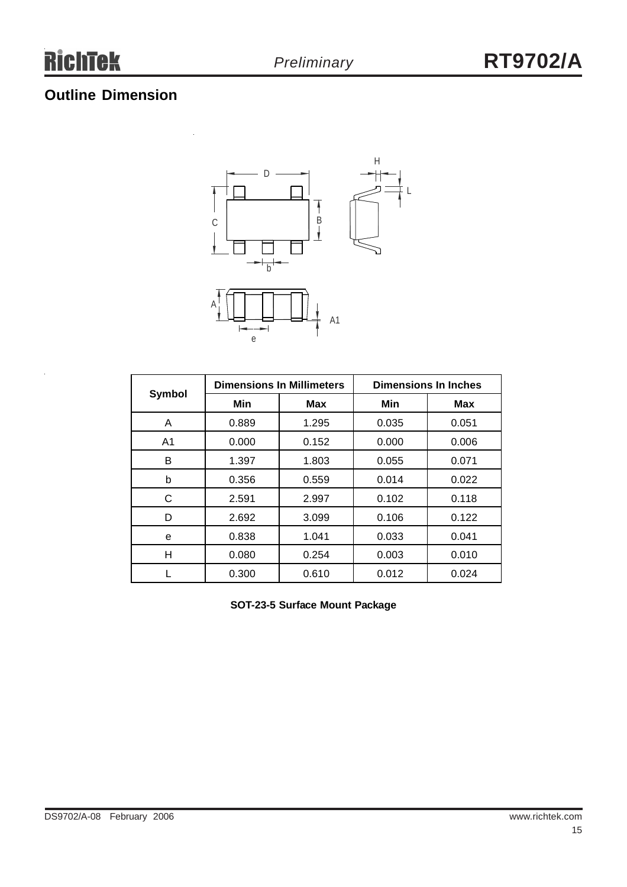## Outline Dimension

| Symbol | Dimensions In Millimeters | | Dimensions In Inches | |
|---|---|---|---|---|
| | Min | Max | Min | Max |
| A | 0.889 | 1.295 | 0.035 | 0.051 |
| A1 | 0.000 | 0.152 | 0.000 | 0.006 |
| B | 1.397 | 1.803 | 0.055 | 0.071 |
| b | 0.356 | 0.559 | 0.014 | 0.022 |
| C | 2.591 | 2.997 | 0.102 | 0.118 |
| D | 2.692 | 3.099 | 0.106 | 0.122 |
| e | 0.838 | 1.041 | 0.033 | 0.041 |
| H | 0.080 | 0.254 | 0.003 | 0.010 |
| L | 0.300 | 0.610 | 0.012 | 0.024 |

**SOT-23-5 Surface Mount Package**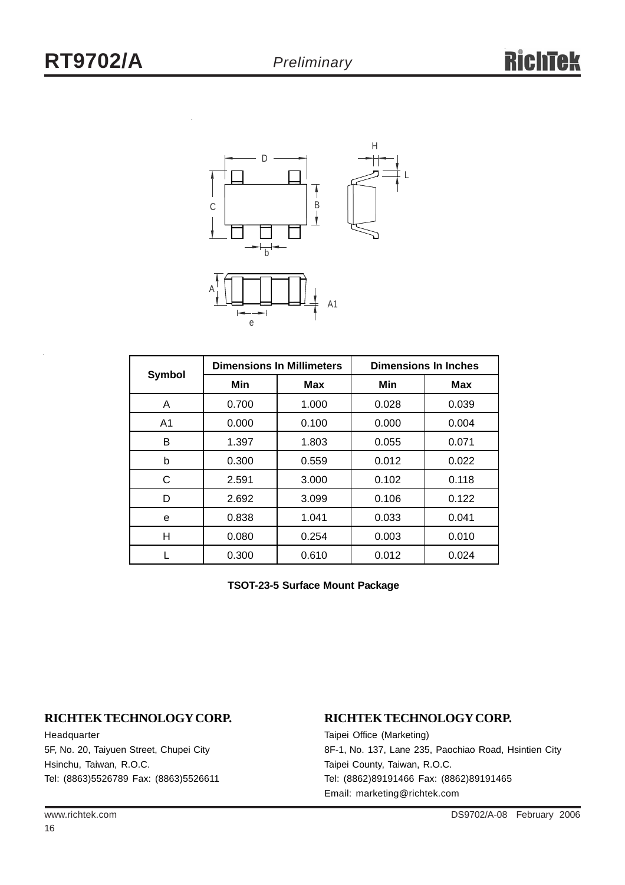| Symbol | Dimensions In Millimeters | | Dimensions In Inches | |
|---|---|---|---|---|
| | Min | Max | Min | Max |
| A | 0.700 | 1.000 | 0.028 | 0.039 |
| A1 | 0.000 | 0.100 | 0.000 | 0.004 |
| B | 1.397 | 1.803 | 0.055 | 0.071 |
| b | 0.300 | 0.559 | 0.012 | 0.022 |
| C | 2.591 | 3.000 | 0.102 | 0.118 |
| D | 2.692 | 3.099 | 0.106 | 0.122 |
| e | 0.838 | 1.041 | 0.033 | 0.041 |
| H | 0.080 | 0.254 | 0.003 | 0.010 |
| L | 0.300 | 0.610 | 0.012 | 0.024 |

**TSOT-23-5 Surface Mount Package**

**RICHTEK TECHNOLOGY CORP.**

Headquarter
5F, No. 20, Taiyuen Street, Chupei City
Hsinchu, Taiwan, R.O.C.
Tel: (8863)5526789 Fax: (8863)5526611

**RICHTEK TECHNOLOGY CORP.**

Taipei Office (Marketing)
8F-1, No. 137, Lane 235, Paochiao Road, Hsintien City
Taipei County, Taiwan, R.O.C.
Tel: (8862)89191466 Fax: (8862)89191465
Email: marketing@richtek.com